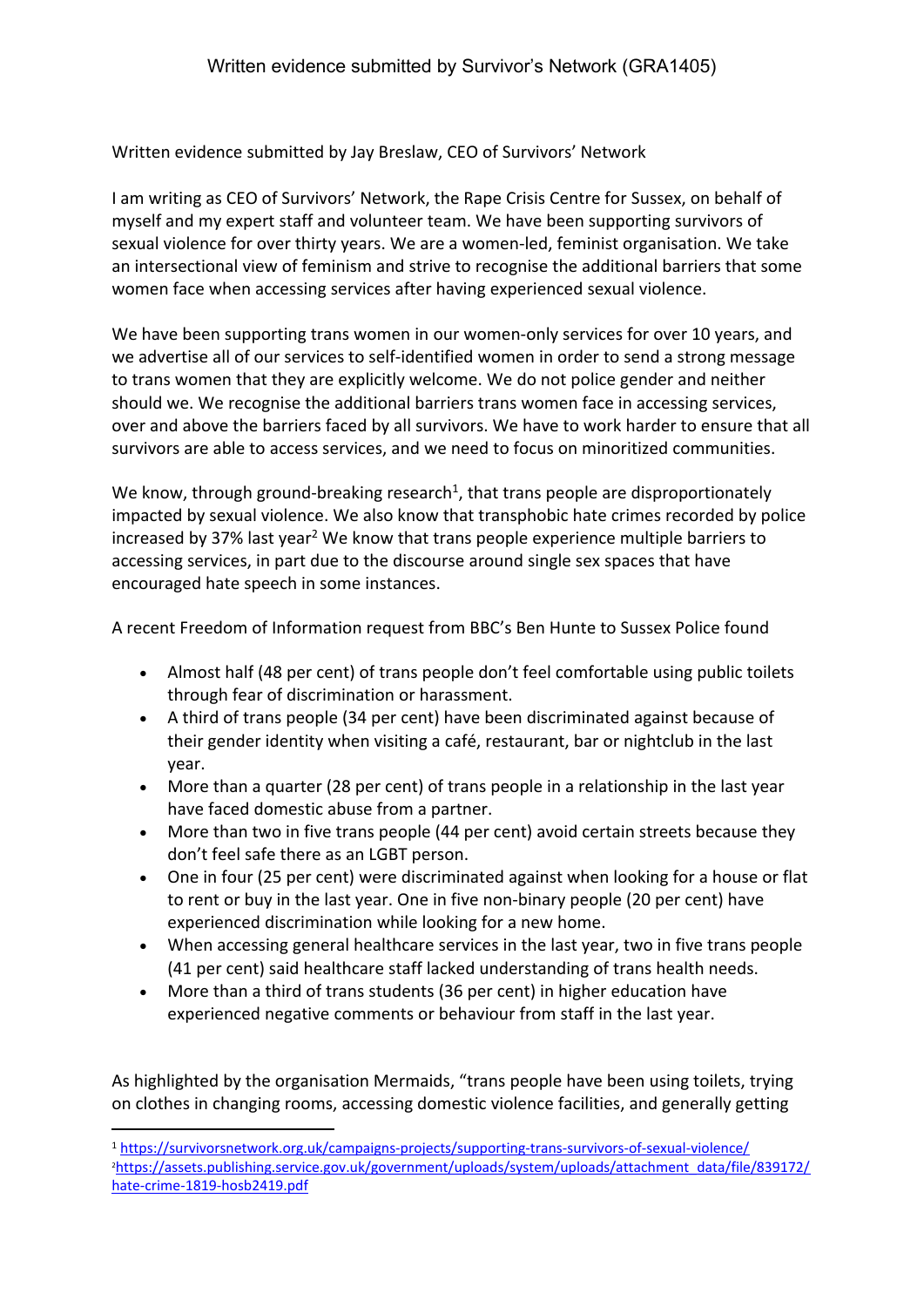# Written evidence submitted by Survivor's Network (GRA1405)

Written evidence submitted by Jay Breslaw, CEO of Survivors' Network

I am writing as CEO of Survivors' Network, the Rape Crisis Centre for Sussex, on behalf of myself and my expert staff and volunteer team. We have been supporting survivors of sexual violence for over thirty years. We are a women-led, feminist organisation. We take an intersectional view of feminism and strive to recognise the additional barriers that some women face when accessing services after having experienced sexual violence.

We have been supporting trans women in our women-only services for over 10 years, and we advertise all of our services to self-identified women in order to send a strong message to trans women that they are explicitly welcome. We do not police gender and neither should we. We recognise the additional barriers trans women face in accessing services, over and above the barriers faced by all survivors. We have to work harder to ensure that all survivors are able to access services, and we need to focus on minoritized communities.

We know, through ground-breaking research[1], that trans people are disproportionately impacted by sexual violence. We also know that transphobic hate crimes recorded by police increased by 37% last year[2] We know that trans people experience multiple barriers to accessing services, in part due to the discourse around single sex spaces that have encouraged hate speech in some instances.

A recent Freedom of Information request from BBC's Ben Hunte to Sussex Police found

- Almost half (48 per cent) of trans people don't feel comfortable using public toilets through fear of discrimination or harassment.
- A third of trans people (34 per cent) have been discriminated against because of their gender identity when visiting a café, restaurant, bar or nightclub in the last year.
- More than a quarter (28 per cent) of trans people in a relationship in the last year have faced domestic abuse from a partner.
- More than two in five trans people (44 per cent) avoid certain streets because they don't feel safe there as an LGBT person.
- One in four (25 per cent) were discriminated against when looking for a house or flat to rent or buy in the last year. One in five non-binary people (20 per cent) have experienced discrimination while looking for a new home.
- When accessing general healthcare services in the last year, two in five trans people (41 per cent) said healthcare staff lacked understanding of trans health needs.
- More than a third of trans students (36 per cent) in higher education have experienced negative comments or behaviour from staff in the last year.

As highlighted by the organisation Mermaids, "trans people have been using toilets, trying on clothes in changing rooms, accessing domestic violence facilities, and generally getting

---

[1] https://survivorsnetwork.org.uk/campaigns-projects/supporting-trans-survivors-of-sexual-violence/

[2] https://assets.publishing.service.gov.uk/government/uploads/system/uploads/attachment_data/file/839172/hate-crime-1819-hosb2419.pdf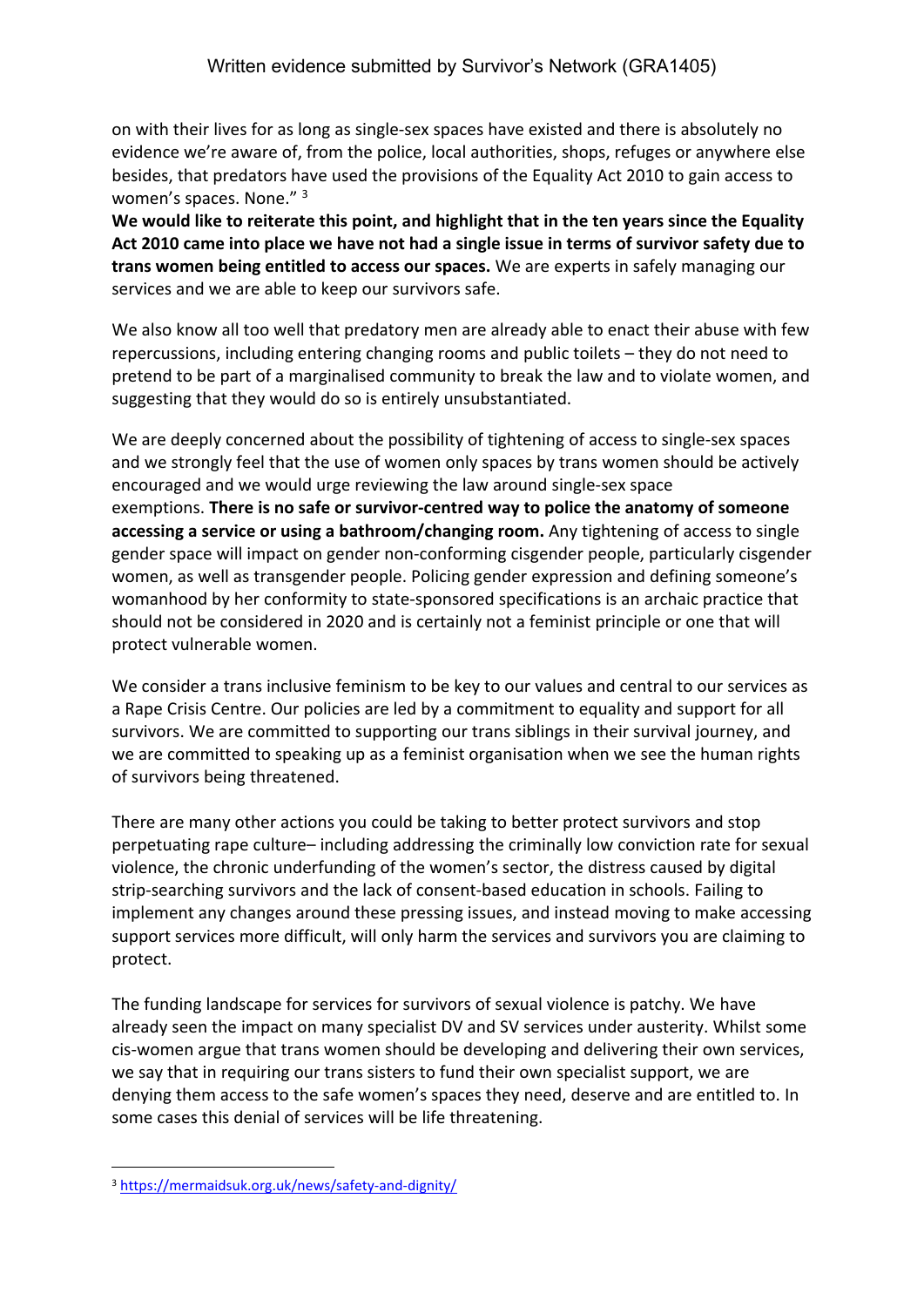on with their lives for as long as single-sex spaces have existed and there is absolutely no evidence we're aware of, from the police, local authorities, shops, refuges or anywhere else besides, that predators have used the provisions of the Equality Act 2010 to gain access to women's spaces. None." [3]

**We would like to reiterate this point, and highlight that in the ten years since the Equality Act 2010 came into place we have not had a single issue in terms of survivor safety due to trans women being entitled to access our spaces.** We are experts in safely managing our services and we are able to keep our survivors safe.

We also know all too well that predatory men are already able to enact their abuse with few repercussions, including entering changing rooms and public toilets – they do not need to pretend to be part of a marginalised community to break the law and to violate women, and suggesting that they would do so is entirely unsubstantiated.

We are deeply concerned about the possibility of tightening of access to single-sex spaces and we strongly feel that the use of women only spaces by trans women should be actively encouraged and we would urge reviewing the law around single-sex space exemptions. **There is no safe or survivor-centred way to police the anatomy of someone accessing a service or using a bathroom/changing room.** Any tightening of access to single gender space will impact on gender non-conforming cisgender people, particularly cisgender women, as well as transgender people. Policing gender expression and defining someone's womanhood by her conformity to state-sponsored specifications is an archaic practice that should not be considered in 2020 and is certainly not a feminist principle or one that will protect vulnerable women.

We consider a trans inclusive feminism to be key to our values and central to our services as a Rape Crisis Centre. Our policies are led by a commitment to equality and support for all survivors. We are committed to supporting our trans siblings in their survival journey, and we are committed to speaking up as a feminist organisation when we see the human rights of survivors being threatened.

There are many other actions you could be taking to better protect survivors and stop perpetuating rape culture– including addressing the criminally low conviction rate for sexual violence, the chronic underfunding of the women's sector, the distress caused by digital strip-searching survivors and the lack of consent-based education in schools. Failing to implement any changes around these pressing issues, and instead moving to make accessing support services more difficult, will only harm the services and survivors you are claiming to protect.

The funding landscape for services for survivors of sexual violence is patchy. We have already seen the impact on many specialist DV and SV services under austerity. Whilst some cis-women argue that trans women should be developing and delivering their own services, we say that in requiring our trans sisters to fund their own specialist support, we are denying them access to the safe women's spaces they need, deserve and are entitled to. In some cases this denial of services will be life threatening.

---

[3] https://mermaidsuk.org.uk/news/safety-and-dignity/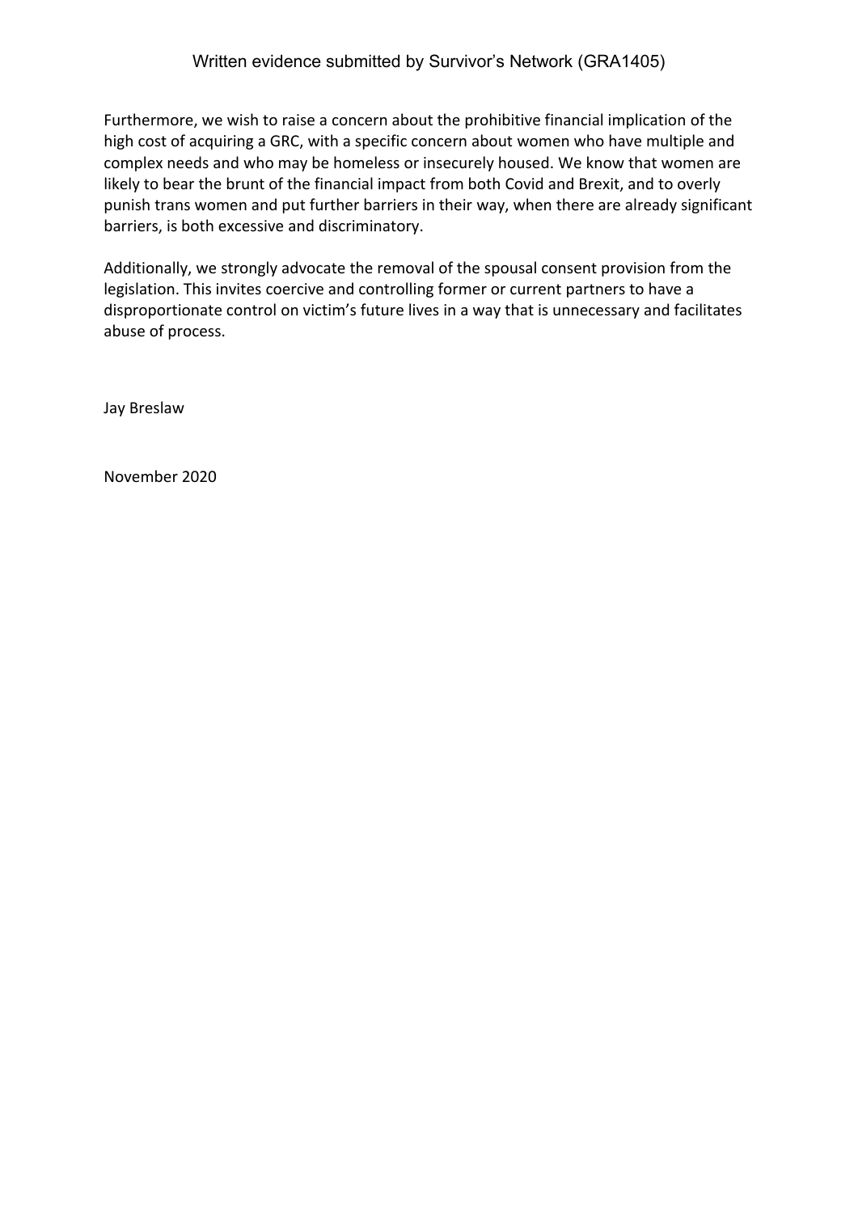Furthermore, we wish to raise a concern about the prohibitive financial implication of the high cost of acquiring a GRC, with a specific concern about women who have multiple and complex needs and who may be homeless or insecurely housed. We know that women are likely to bear the brunt of the financial impact from both Covid and Brexit, and to overly punish trans women and put further barriers in their way, when there are already significant barriers, is both excessive and discriminatory.

Additionally, we strongly advocate the removal of the spousal consent provision from the legislation. This invites coercive and controlling former or current partners to have a disproportionate control on victim's future lives in a way that is unnecessary and facilitates abuse of process.

Jay Breslaw

November 2020